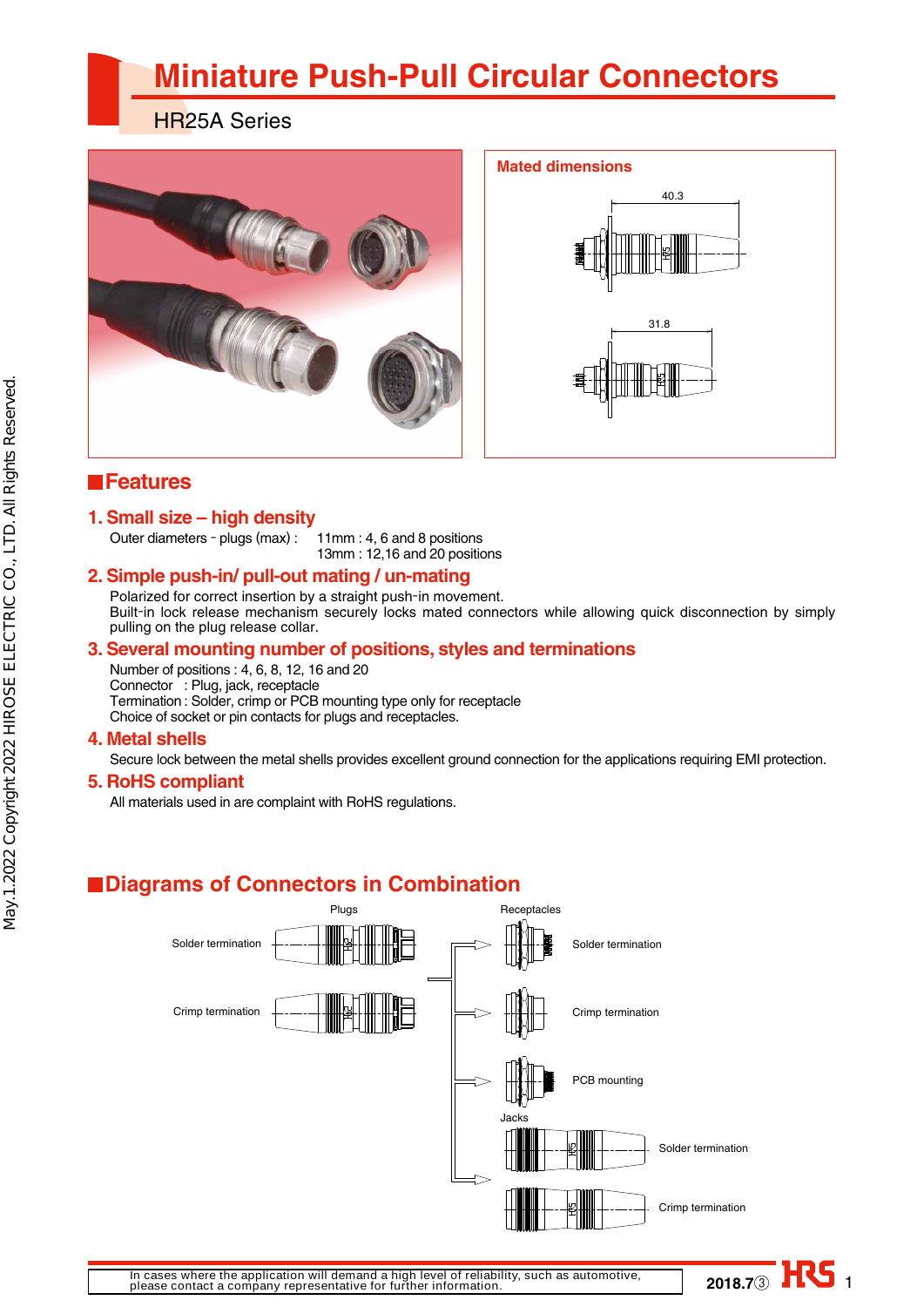# Miniature Push-Pull Circular Connectors

HR25A Series

**Mated dimensions**

40.3

31.8

## Features

### 1. Small size – high density

Outer diameters - plugs (max) : 11mm : 4, 6 and 8 positions
13mm : 12,16 and 20 positions

### 2. Simple push-in/ pull-out mating / un-mating

Polarized for correct insertion by a straight push-in movement.
Built-in lock release mechanism securely locks mated connectors while allowing quick disconnection by simply pulling on the plug release collar.

### 3. Several mounting number of positions, styles and terminations

Number of positions : 4, 6, 8, 12, 16 and 20
Connector : Plug, jack, receptacle
Termination : Solder, crimp or PCB mounting type only for receptacle
Choice of socket or pin contacts for plugs and receptacles.

### 4. Metal shells

Secure lock between the metal shells provides excellent ground connection for the applications requiring EMI protection.

### 5. RoHS compliant

All materials used in are complaint with RoHS regulations.

## Diagrams of Connectors in Combination

Plugs
- Solder termination
- Crimp termination

Receptacles
- Solder termination
- Crimp termination
- PCB mounting

Jacks
- Solder termination
- Crimp termination

In cases where the application will demand a high level of reliability, such as automotive, please contact a company representative for further information.

2018.7③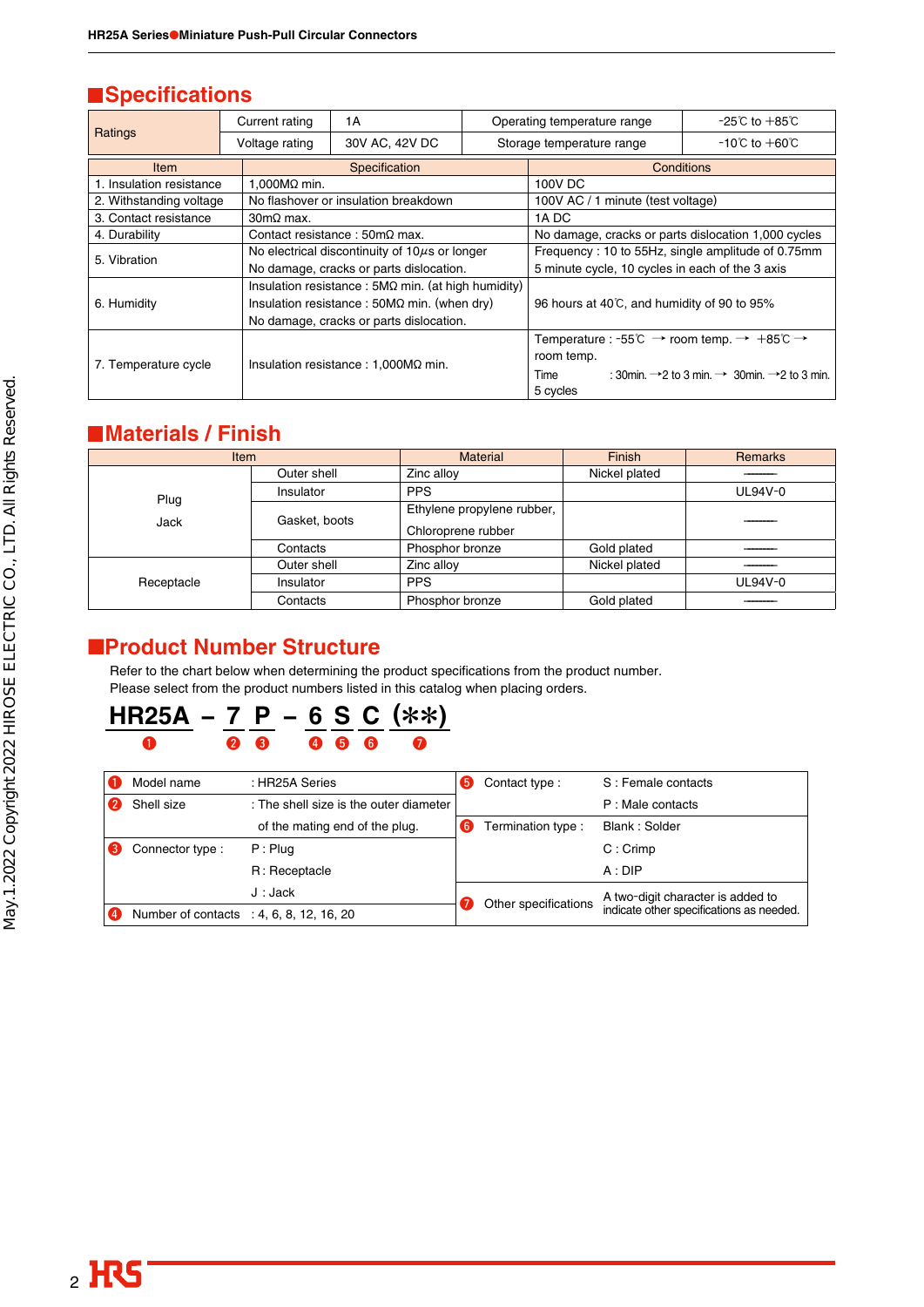## Specifications

| Ratings | Current rating | 1A | Operating temperature range | -25℃ to +85℃ |
|---|---|---|---|---|
| | Voltage rating | 30V AC, 42V DC | Storage temperature range | -10℃ to +60℃ |

| Item | Specification | Conditions |
|---|---|---|
| 1. Insulation resistance | 1,000MΩ min. | 100V DC |
| 2. Withstanding voltage | No flashover or insulation breakdown | 100V AC / 1 minute (test voltage) |
| 3. Contact resistance | 30mΩ max. | 1A DC |
| 4. Durability | Contact resistance : 50mΩ max. | No damage, cracks or parts dislocation 1,000 cycles |
| 5. Vibration | No electrical discontinuity of 10µs or longer<br>No damage, cracks or parts dislocation. | Frequency : 10 to 55Hz, single amplitude of 0.75mm<br>5 minute cycle, 10 cycles in each of the 3 axis |
| 6. Humidity | Insulation resistance : 5MΩ min. (at high humidity)<br>Insulation resistance : 50MΩ min. (when dry)<br>No damage, cracks or parts dislocation. | 96 hours at 40℃, and humidity of 90 to 95% |
| 7. Temperature cycle | Insulation resistance : 1,000MΩ min. | Temperature : -55℃ → room temp. → +85℃ → room temp.<br>Time : 30min. →2 to 3 min. → 30min. →2 to 3 min.<br>5 cycles |

## Materials / Finish

| Item | | Material | Finish | Remarks |
|---|---|---|---|---|
| Plug<br>Jack | Outer shell | Zinc alloy | Nickel plated | —— |
| | Insulator | PPS | | UL94V-0 |
| | Gasket, boots | Ethylene propylene rubber,<br>Chloroprene rubber | | —— |
| | Contacts | Phosphor bronze | Gold plated | —— |
| Receptacle | Outer shell | Zinc alloy | Nickel plated | —— |
| | Insulator | PPS | | UL94V-0 |
| | Contacts | Phosphor bronze | Gold plated | —— |

## Product Number Structure

Refer to the chart below when determining the product specifications from the product number.
Please select from the product numbers listed in this catalog when placing orders.

**HR25A – 7 P – 6 S C (✻✻)**

❶ HR25A, ❷ 7, ❸ P, ❹ 6, ❺ S, ❻ C, ❼ (✻✻)

| | | |
|---|---|---|
| ❶ | Model name | : HR25A Series |
| ❷ | Shell size | : The shell size is the outer diameter of the mating end of the plug. |
| ❸ | Connector type : | P : Plug<br>R : Receptacle<br>J : Jack |
| ❹ | Number of contacts | : 4, 6, 8, 12, 16, 20 |
| ❺ | Contact type : | S : Female contacts<br>P : Male contacts |
| ❻ | Termination type : | Blank : Solder<br>C : Crimp<br>A : DIP |
| ❼ | Other specifications | A two-digit character is added to indicate other specifications as needed. |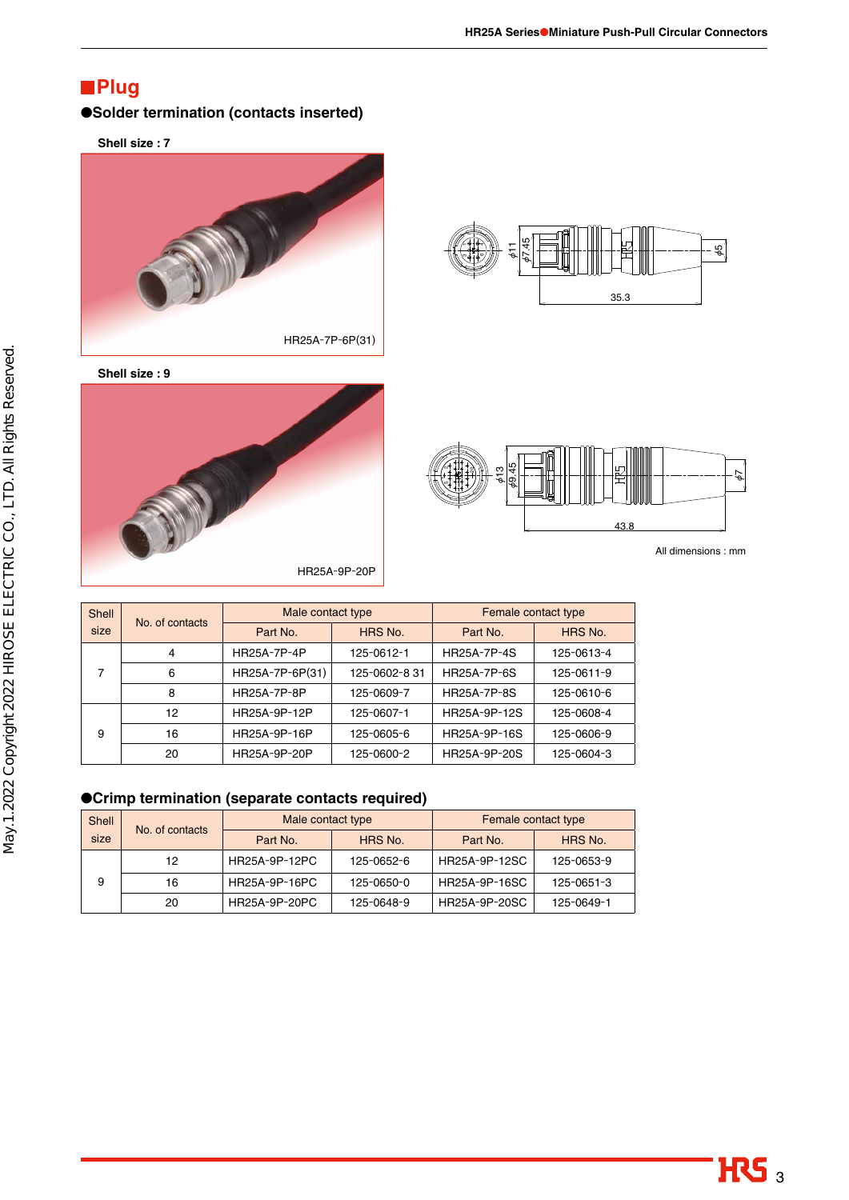## ■Plug

### ●Solder termination (contacts inserted)

**Shell size : 7**

HR25A-7P-6P(31)

φ11 φ7.45 φ5 35.3

**Shell size : 9**

HR25A-9P-20P

φ13 φ9.45 φ7 43.8

All dimensions : mm

| Shell size | No. of contacts | Male contact type | | Female contact type | |
|---|---|---|---|---|---|
| | | Part No. | HRS No. | Part No. | HRS No. |
| 7 | 4 | HR25A-7P-4P | 125-0612-1 | HR25A-7P-4S | 125-0613-4 |
| | 6 | HR25A-7P-6P(31) | 125-0602-8 31 | HR25A-7P-6S | 125-0611-9 |
| | 8 | HR25A-7P-8P | 125-0609-7 | HR25A-7P-8S | 125-0610-6 |
| 9 | 12 | HR25A-9P-12P | 125-0607-1 | HR25A-9P-12S | 125-0608-4 |
| | 16 | HR25A-9P-16P | 125-0605-6 | HR25A-9P-16S | 125-0606-9 |
| | 20 | HR25A-9P-20P | 125-0600-2 | HR25A-9P-20S | 125-0604-3 |

### ●Crimp termination (separate contacts required)

| Shell size | No. of contacts | Male contact type | | Female contact type | |
|---|---|---|---|---|---|
| | | Part No. | HRS No. | Part No. | HRS No. |
| 9 | 12 | HR25A-9P-12PC | 125-0652-6 | HR25A-9P-12SC | 125-0653-9 |
| | 16 | HR25A-9P-16PC | 125-0650-0 | HR25A-9P-16SC | 125-0651-3 |
| | 20 | HR25A-9P-20PC | 125-0648-9 | HR25A-9P-20SC | 125-0649-1 |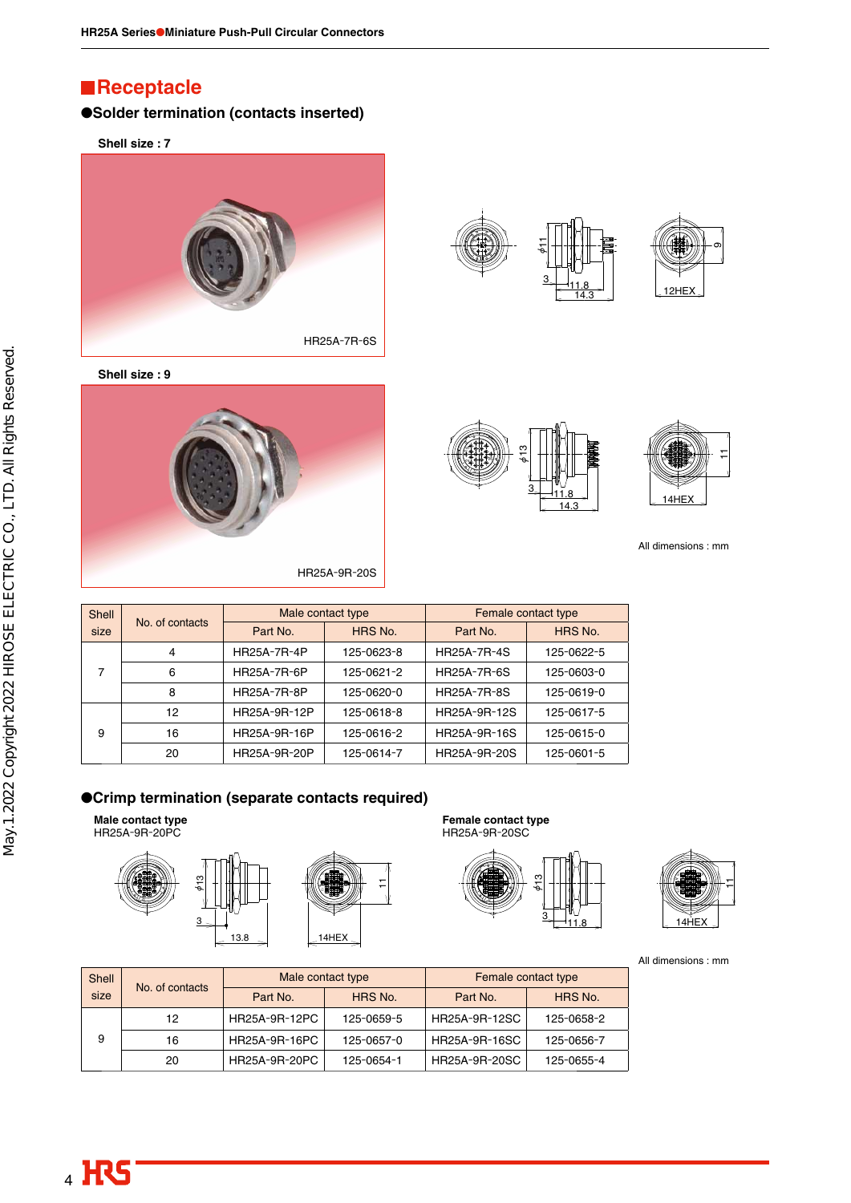## Receptacle

### ●Solder termination (contacts inserted)

**Shell size : 7**

HR25A-7R-6S

**Shell size : 9**

HR25A-9R-20S

All dimensions : mm

| Shell size | No. of contacts | Male contact type | | Female contact type | |
|---|---|---|---|---|---|
| | | Part No. | HRS No. | Part No. | HRS No. |
| 7 | 4 | HR25A-7R-4P | 125-0623-8 | HR25A-7R-4S | 125-0622-5 |
| | 6 | HR25A-7R-6P | 125-0621-2 | HR25A-7R-6S | 125-0603-0 |
| | 8 | HR25A-7R-8P | 125-0620-0 | HR25A-7R-8S | 125-0619-0 |
| 9 | 12 | HR25A-9R-12P | 125-0618-8 | HR25A-9R-12S | 125-0617-5 |
| | 16 | HR25A-9R-16P | 125-0616-2 | HR25A-9R-16S | 125-0615-0 |
| | 20 | HR25A-9R-20P | 125-0614-7 | HR25A-9R-20S | 125-0601-5 |

### ●Crimp termination (separate contacts required)

**Male contact type**
HR25A-9R-20PC

**Female contact type**
HR25A-9R-20SC

All dimensions : mm

| Shell size | No. of contacts | Male contact type | | Female contact type | |
|---|---|---|---|---|---|
| | | Part No. | HRS No. | Part No. | HRS No. |
| 9 | 12 | HR25A-9R-12PC | 125-0659-5 | HR25A-9R-12SC | 125-0658-2 |
| | 16 | HR25A-9R-16PC | 125-0657-0 | HR25A-9R-16SC | 125-0656-7 |
| | 20 | HR25A-9R-20PC | 125-0654-1 | HR25A-9R-20SC | 125-0655-4 |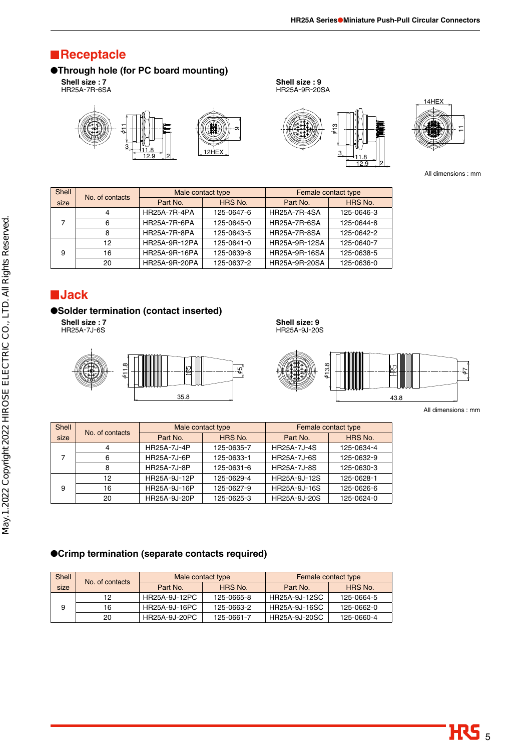## Receptacle

### ●Through hole (for PC board mounting)

**Shell size : 7**
HR25A-7R-6SA

**Shell size : 9**
HR25A-9R-20SA

All dimensions : mm

| Shell size | No. of contacts | Male contact type | | Female contact type | |
|---|---|---|---|---|---|
| | | Part No. | HRS No. | Part No. | HRS No. |
| 7 | 4 | HR25A-7R-4PA | 125-0647-6 | HR25A-7R-4SA | 125-0646-3 |
| | 6 | HR25A-7R-6PA | 125-0645-0 | HR25A-7R-6SA | 125-0644-8 |
| | 8 | HR25A-7R-8PA | 125-0643-5 | HR25A-7R-8SA | 125-0642-2 |
| 9 | 12 | HR25A-9R-12PA | 125-0641-0 | HR25A-9R-12SA | 125-0640-7 |
| | 16 | HR25A-9R-16PA | 125-0639-8 | HR25A-9R-16SA | 125-0638-5 |
| | 20 | HR25A-9R-20PA | 125-0637-2 | HR25A-9R-20SA | 125-0636-0 |

## Jack

### ●Solder termination (contact inserted)

**Shell size : 7**
HR25A-7J-6S

**Shell size: 9**
HR25A-9J-20S

All dimensions : mm

| Shell size | No. of contacts | Male contact type | | Female contact type | |
|---|---|---|---|---|---|
| | | Part No. | HRS No. | Part No. | HRS No. |
| 7 | 4 | HR25A-7J-4P | 125-0635-7 | HR25A-7J-4S | 125-0634-4 |
| | 6 | HR25A-7J-6P | 125-0633-1 | HR25A-7J-6S | 125-0632-9 |
| | 8 | HR25A-7J-8P | 125-0631-6 | HR25A-7J-8S | 125-0630-3 |
| 9 | 12 | HR25A-9J-12P | 125-0629-4 | HR25A-9J-12S | 125-0628-1 |
| | 16 | HR25A-9J-16P | 125-0627-9 | HR25A-9J-16S | 125-0626-6 |
| | 20 | HR25A-9J-20P | 125-0625-3 | HR25A-9J-20S | 125-0624-0 |

### ●Crimp termination (separate contacts required)

| Shell size | No. of contacts | Male contact type | | Female contact type | |
|---|---|---|---|---|---|
| | | Part No. | HRS No. | Part No. | HRS No. |
| 9 | 12 | HR25A-9J-12PC | 125-0665-8 | HR25A-9J-12SC | 125-0664-5 |
| | 16 | HR25A-9J-16PC | 125-0663-2 | HR25A-9J-16SC | 125-0662-0 |
| | 20 | HR25A-9J-20PC | 125-0661-7 | HR25A-9J-20SC | 125-0660-4 |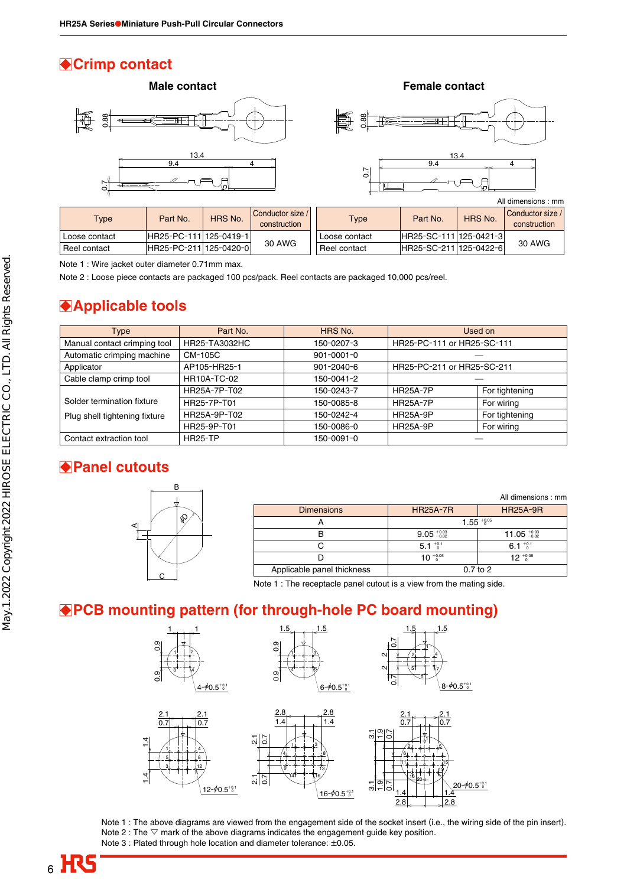## ◆Crimp contact

**Male contact** **Female contact**

All dimensions : mm

| Type | Part No. | HRS No. | Conductor size / construction |
|---|---|---|---|
| Loose contact | HR25-PC-111 | 125-0419-1 | 30 AWG |
| Reel contact | HR25-PC-211 | 125-0420-0 | 30 AWG |

| Type | Part No. | HRS No. | Conductor size / construction |
|---|---|---|---|
| Loose contact | HR25-SC-111 | 125-0421-3 | 30 AWG |
| Reel contact | HR25-SC-211 | 125-0422-6 | 30 AWG |

Note 1 : Wire jacket outer diameter 0.71mm max.

Note 2 : Loose piece contacts are packaged 100 pcs/pack. Reel contacts are packaged 10,000 pcs/reel.

## ◆Applicable tools

| Type | Part No. | HRS No. | Used on | |
|---|---|---|---|---|
| Manual contact crimping tool | HR25-TA3032HC | 150-0207-3 | HR25-PC-111 or HR25-SC-111 | |
| Automatic crimping machine | CM-105C | 901-0001-0 | — | |
| Applicator | AP105-HR25-1 | 901-2040-6 | HR25-PC-211 or HR25-SC-211 | |
| Cable clamp crimp tool | HR10A-TC-02 | 150-0041-2 | — | |
| Solder termination fixture<br>Plug shell tightening fixture | HR25A-7P-T02 | 150-0243-7 | HR25A-7P | For tightening |
| | HR25-7P-T01 | 150-0085-8 | HR25A-7P | For wiring |
| | HR25A-9P-T02 | 150-0242-4 | HR25A-9P | For tightening |
| | HR25-9P-T01 | 150-0086-0 | HR25A-9P | For wiring |
| Contact extraction tool | HR25-TP | 150-0091-0 | — | |

## ◆Panel cutouts

All dimensions : mm

| Dimensions | HR25A-7R | HR25A-9R |
|---|---|---|
| A | $1.55^{+0.05}_{0}$ | |
| B | $9.05^{+0.03}_{-0.02}$ | $11.05^{+0.03}_{-0.02}$ |
| C | $5.1^{+0.1}_{0}$ | $6.1^{+0.1}_{0}$ |
| D | $10^{+0.05}_{0}$ | $12^{+0.05}_{0}$ |
| Applicable panel thickness | 0.7 to 2 | |

Note 1 : The receptacle panel cutout is a view from the mating side.

## ◆PCB mounting pattern (for through-hole PC board mounting)

4-$\phi 0.5^{+0.1}_{0}$ 6-$\phi 0.5^{+0.1}_{0}$ 8-$\phi 0.5^{+0.1}_{0}$

12-$\phi 0.5^{+0.1}_{0}$ 16-$\phi 0.5^{+0.1}_{0}$ 20-$\phi 0.5^{+0.1}_{0}$

Note 1 : The above diagrams are viewed from the engagement side of the socket insert (i.e., the wiring side of the pin insert).
Note 2 : The ▽ mark of the above diagrams indicates the engagement guide key position.
Note 3 : Plated through hole location and diameter tolerance: ±0.05.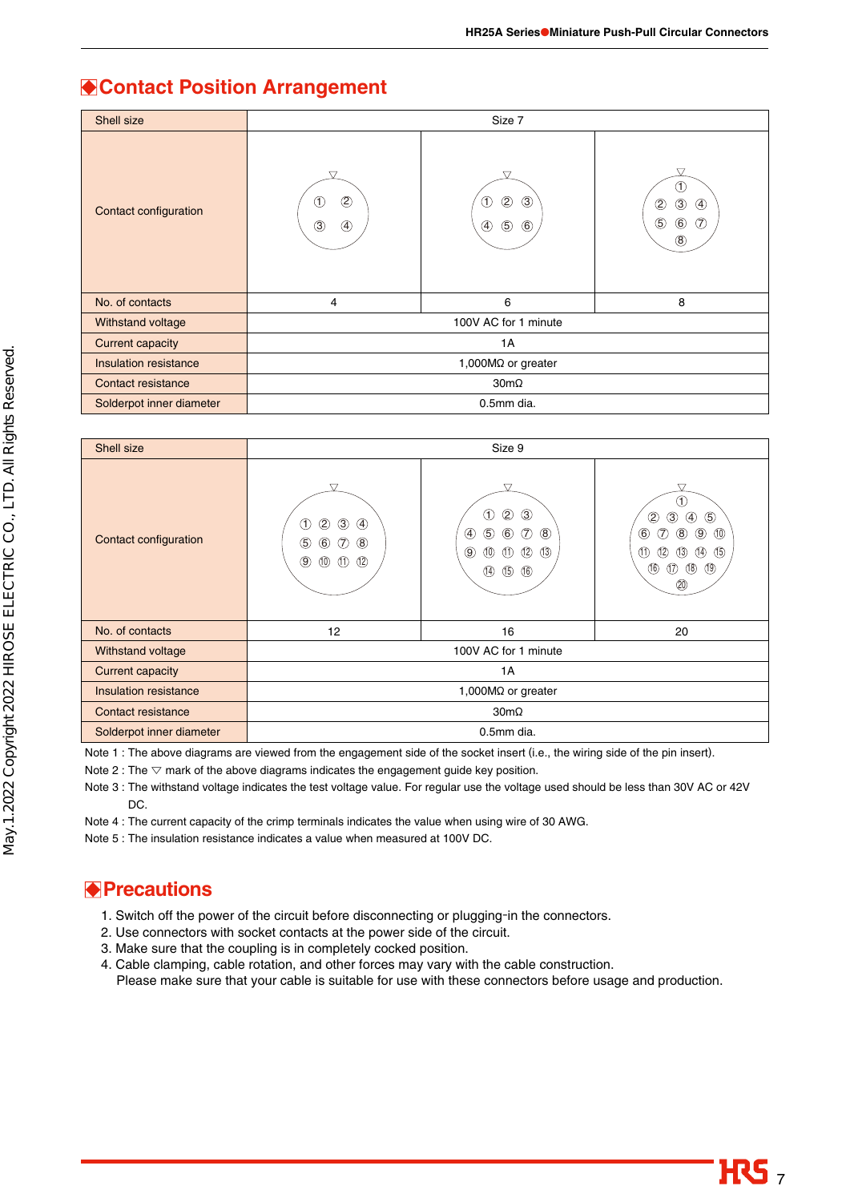## ◆Contact Position Arrangement

| Shell size | Size 7 | | |
|---|---|---|---|
| Contact configuration | | | |
| No. of contacts | 4 | 6 | 8 |
| Withstand voltage | 100V AC for 1 minute | | |
| Current capacity | 1A | | |
| Insulation resistance | 1,000MΩ or greater | | |
| Contact resistance | 30mΩ | | |
| Solderpot inner diameter | 0.5mm dia. | | |

| Shell size | Size 9 | | |
|---|---|---|---|
| Contact configuration | | | |
| No. of contacts | 12 | 16 | 20 |
| Withstand voltage | 100V AC for 1 minute | | |
| Current capacity | 1A | | |
| Insulation resistance | 1,000MΩ or greater | | |
| Contact resistance | 30mΩ | | |
| Solderpot inner diameter | 0.5mm dia. | | |

Note 1 : The above diagrams are viewed from the engagement side of the socket insert (i.e., the wiring side of the pin insert).

Note 2 : The ▽ mark of the above diagrams indicates the engagement guide key position.

Note 3 : The withstand voltage indicates the test voltage value. For regular use the voltage used should be less than 30V AC or 42V DC.

Note 4 : The current capacity of the crimp terminals indicates the value when using wire of 30 AWG.

Note 5 : The insulation resistance indicates a value when measured at 100V DC.

## ◆Precautions

1. Switch off the power of the circuit before disconnecting or plugging-in the connectors.
2. Use connectors with socket contacts at the power side of the circuit.
3. Make sure that the coupling is in completely cocked position.
4. Cable clamping, cable rotation, and other forces may vary with the cable construction.
   Please make sure that your cable is suitable for use with these connectors before usage and production.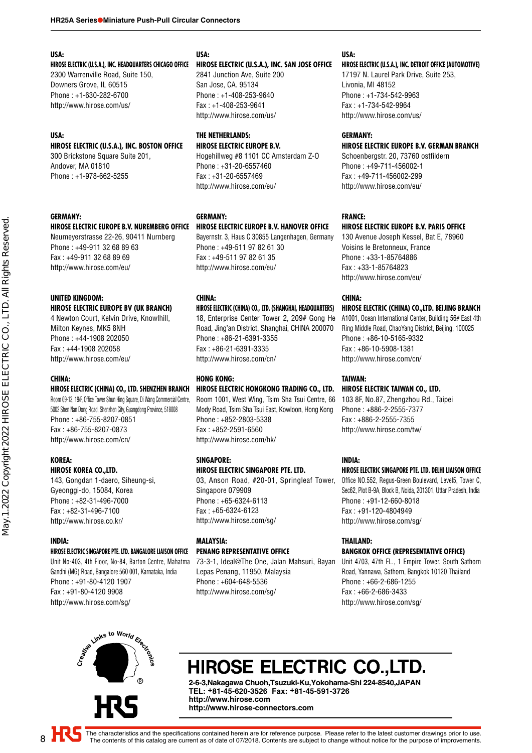**USA:**
**HIROSE ELECTRIC (U.S.A.), INC. HEADQUARTERS CHICAGO OFFICE**
2300 Warrenville Road, Suite 150,
Downers Grove, IL 60515
Phone : +1-630-282-6700
http://www.hirose.com/us/

**USA:**
**HIROSE ELECTRIC (U.S.A.), INC. SAN JOSE OFFICE**
2841 Junction Ave, Suite 200
San Jose, CA. 95134
Phone : +1-408-253-9640
Fax : +1-408-253-9641
http://www.hirose.com/us/

**USA:**
**HIROSE ELECTRIC (U.S.A.), INC. DETROIT OFFICE (AUTOMOTIVE)**
17197 N. Laurel Park Drive, Suite 253,
Livonia, MI 48152
Phone : +1-734-542-9963
Fax : +1-734-542-9964
http://www.hirose.com/us/

**USA:**
**HIROSE ELECTRIC (U.S.A.), INC. BOSTON OFFICE**
300 Brickstone Square Suite 201,
Andover, MA 01810
Phone : +1-978-662-5255

**THE NETHERLANDS:**
**HIROSE ELECTRIC EUROPE B.V.**
Hogehillweg #8 1101 CC Amsterdam Z-O
Phone : +31-20-6557460
Fax : +31-20-6557469
http://www.hirose.com/eu/

**GERMANY:**
**HIROSE ELECTRIC EUROPE B.V. GERMAN BRANCH**
Schoenbergstr. 20, 73760 ostfildern
Phone : +49-711-456002-1
Fax : +49-711-456002-299
http://www.hirose.com/eu/

**GERMANY:**
**HIROSE ELECTRIC EUROPE B.V. NUREMBERG OFFICE**
Neumeyerstrasse 22-26, 90411 Nurnberg
Phone : +49-911 32 68 89 63
Fax : +49-911 32 68 89 69
http://www.hirose.com/eu/

**GERMANY:**
**HIROSE ELECTRIC EUROPE B.V. HANOVER OFFICE**
Bayernstr. 3, Haus C 30855 Langenhagen, Germany
Phone : +49-511 97 82 61 30
Fax : +49-511 97 82 61 35
http://www.hirose.com/eu/

**FRANCE:**
**HIROSE ELECTRIC EUROPE B.V. PARIS OFFICE**
130 Avenue Joseph Kessel, Bat E, 78960
Voisins le Bretonneux, France
Phone : +33-1-85764886
Fax : +33-1-85764823
http://www.hirose.com/eu/

**UNITED KINGDOM:**
**HIROSE ELECTRIC EUROPE BV (UK BRANCH)**
4 Newton Court, Kelvin Drive, Knowlhill,
Milton Keynes, MK5 8NH
Phone : +44-1908 202050
Fax : +44-1908 202058
http://www.hirose.com/eu/

**CHINA:**
**HIROSE ELECTRIC (CHINA) CO., LTD. (SHANGHAI, HEADQUARTERS)**
18, Enterprise Center Tower 2, 209# Gong He Road, Jing'an District, Shanghai, CHINA 200070
Phone : +86-21-6391-3355
Fax : +86-21-6391-3335
http://www.hirose.com/cn/

**CHINA:**
**HIROSE ELECTRIC (CHINA) CO.,LTD. BEIJING BRANCH**
A1001, Ocean International Center, Building 56# East 4th Ring Middle Road, ChaoYang District, Beijing, 100025
Phone : +86-10-5165-9332
Fax : +86-10-5908-1381
http://www.hirose.com/cn/

**CHINA:**
**HIROSE ELECTRIC (CHINA) CO., LTD. SHENZHEN BRANCH**
Room 09-13, 19/F, Office Tower Shun Hing Square, Di Wang Commercial Centre, 5002 Shen Nan Dong Road, Shenzhen City, Guangdong Province, 518008
Phone : +86-755-8207-0851
Fax : +86-755-8207-0873
http://www.hirose.com/cn/

**HONG KONG:**
**HIROSE ELECTRIC HONGKONG TRADING CO., LTD.**
Room 1001, West Wing, Tsim Sha Tsui Centre, 66 Mody Road, Tsim Sha Tsui East, Kowloon, Hong Kong
Phone : +852-2803-5338
Fax : +852-2591-6560
http://www.hirose.com/hk/

**TAIWAN:**
**HIROSE ELECTRIC TAIWAN CO., LTD.**
103 8F, No.87, Zhengzhou Rd., Taipei
Phone : +886-2-2555-7377
Fax : +886-2-2555-7355
http://www.hirose.com/tw/

**KOREA:**
**HIROSE KOREA CO.,LTD.**
143, Gongdan 1-daero, Siheung-si,
Gyeonggi-do, 15084, Korea
Phone : +82-31-496-7000
Fax : +82-31-496-7100
http://www.hirose.co.kr/

**SINGAPORE:**
**HIROSE ELECTRIC SINGAPORE PTE. LTD.**
03, Anson Road, #20-01, Springleaf Tower,
Singapore 079909
Phone : +65-6324-6113
Fax : +65-6324-6123
http://www.hirose.com/sg/

**INDIA:**
**HIROSE ELECTRIC SINGAPORE PTE. LTD. DELHI LIAISON OFFICE**
Office NO.552, Regus-Green Boulevard, Level5, Tower C, Sec62, Plot B-9A, Block B, Noida, 201301, Uttar Pradesh, India
Phone : +91-12-660-8018
Fax : +91-120-4804949
http://www.hirose.com/sg/

**INDIA:**
**HIROSE ELECTRIC SINGAPORE PTE. LTD. BANGALORE LIAISON OFFICE**
Unit No-403, 4th Floor, No-84, Barton Centre, Mahatma Gandhi (MG) Road, Bangalore 560 001, Karnataka, India
Phone : +91-80-4120 1907
Fax : +91-80-4120 9908
http://www.hirose.com/sg/

**MALAYSIA:**
**PENANG REPRESENTATIVE OFFICE**
73-3-1, Ideal@The One, Jalan Mahsuri, Bayan Lepas Penang, 11950, Malaysia
Phone : +604-648-5536
http://www.hirose.com/sg/

**THAILAND:**
**BANGKOK OFFICE (REPRESENTATIVE OFFICE)**
Unit 4703, 47th FL., 1 Empire Tower, South Sathorn Road, Yannawa, Sathorn, Bangkok 10120 Thailand
Phone : +66-2-686-1255
Fax : +66-2-686-3433
http://www.hirose.com/sg/

Creative Links to World Electronics ®

HRS

# HIROSE ELECTRIC CO.,LTD.

**2-6-3,Nakagawa Chuoh,Tsuzuki-Ku,Yokohama-Shi 224-8540,JAPAN**
**TEL: +81-45-620-3526 Fax: +81-45-591-3726**
**http://www.hirose.com**
**http://www.hirose-connectors.com**

The characteristics and the specifications contained herein are for reference purpose. Please refer to the latest customer drawings prior to use.
The contents of this catalog are current as of date of 07/2018. Contents are subject to change without notice for the purpose of improvements.